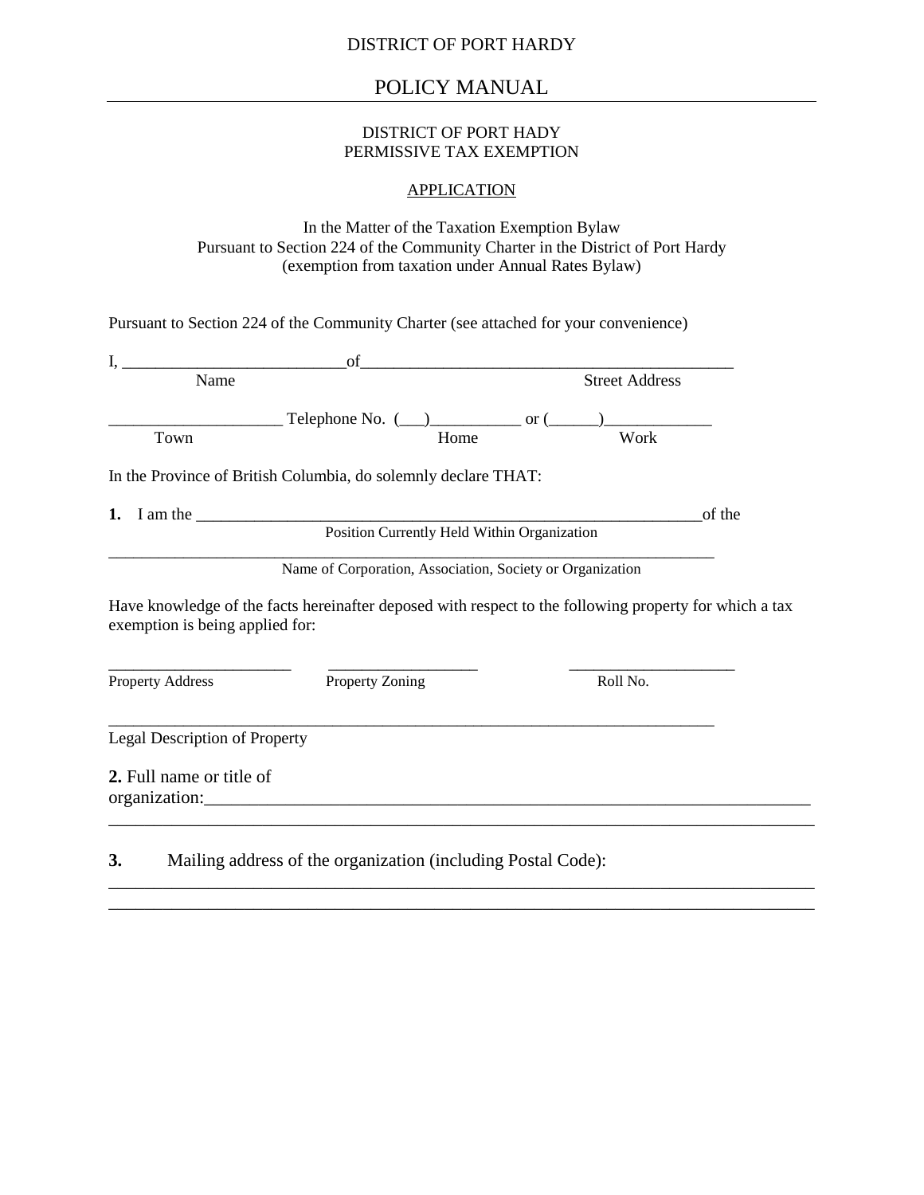DISTRICT OF PORT HARDY

# POLICY MANUAL

DISTRICT OF PORT HADY
PERMISSIVE TAX EXEMPTION

## APPLICATION

In the Matter of the Taxation Exemption Bylaw
Pursuant to Section 224 of the Community Charter in the District of Port Hardy
(exemption from taxation under Annual Rates Bylaw)

Pursuant to Section 224 of the Community Charter (see attached for your convenience)

I, ___________________________of_______________________________________________
Name Street Address

_____________________ Telephone No. (___)___________ or (______)_____________
Town Home Work

In the Province of British Columbia, do solemnly declare THAT:

**1.** I am the _________________________________________________________________of the
Position Currently Held Within Organization

_____________________________________________________________________________
Name of Corporation, Association, Society or Organization

Have knowledge of the facts hereinafter deposed with respect to the following property for which a tax exemption is being applied for:

_______________________ ___________________ _____________________
Property Address Property Zoning Roll No.

_____________________________________________________________________________
Legal Description of Property

**2.** Full name or title of organization:__________________________________________________________________________
_____________________________________________________________________________

**3.** Mailing address of the organization (including Postal Code):
_____________________________________________________________________________
_____________________________________________________________________________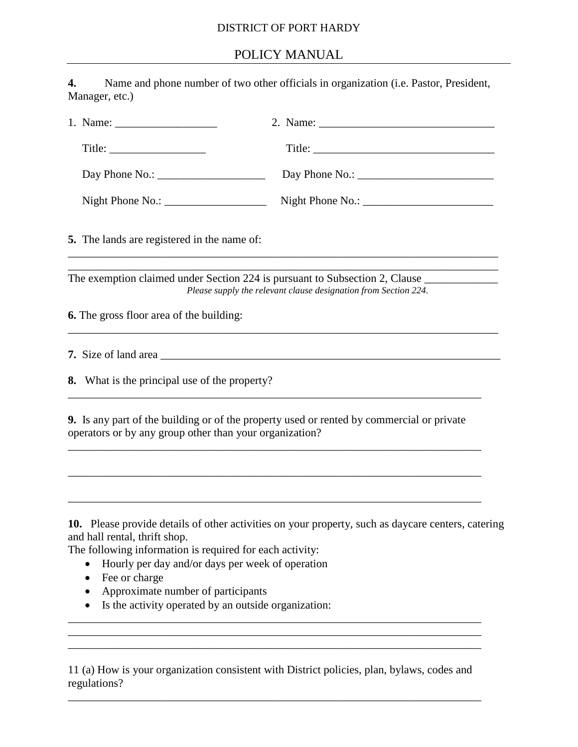**4.** Name and phone number of two other officials in organization (i.e. Pastor, President, Manager, etc.)

| | |
|---|---|
| 1. Name: __________________ | 2. Name: _______________________________ |
| Title: _________________ | Title: ________________________________ |
| Day Phone No.: ___________________ | Day Phone No.: ________________________ |
| Night Phone No.: __________________ | Night Phone No.: _______________________ |

**5.** The lands are registered in the name of:

_____________________________________________________________________________

_____________________________________________________________________________

The exemption claimed under Section 224 is pursuant to Subsection 2, Clause _____________

*Please supply the relevant clause designation from Section 224.*

**6.** The gross floor area of the building:

_____________________________________________________________________________

**7.** Size of land area _____________________________________________________________

**8.** What is the principal use of the property?

_____________________________________________________________________________

**9.** Is any part of the building or of the property used or rented by commercial or private operators or by any group other than your organization?

_____________________________________________________________________________

_____________________________________________________________________________

_____________________________________________________________________________

**10.** Please provide details of other activities on your property, such as daycare centers, catering and hall rental, thrift shop.

The following information is required for each activity:

- Hourly per day and/or days per week of operation
- Fee or charge
- Approximate number of participants
- Is the activity operated by an outside organization:

_____________________________________________________________________________

_____________________________________________________________________________

_____________________________________________________________________________

11 (a) How is your organization consistent with District policies, plan, bylaws, codes and regulations?

_____________________________________________________________________________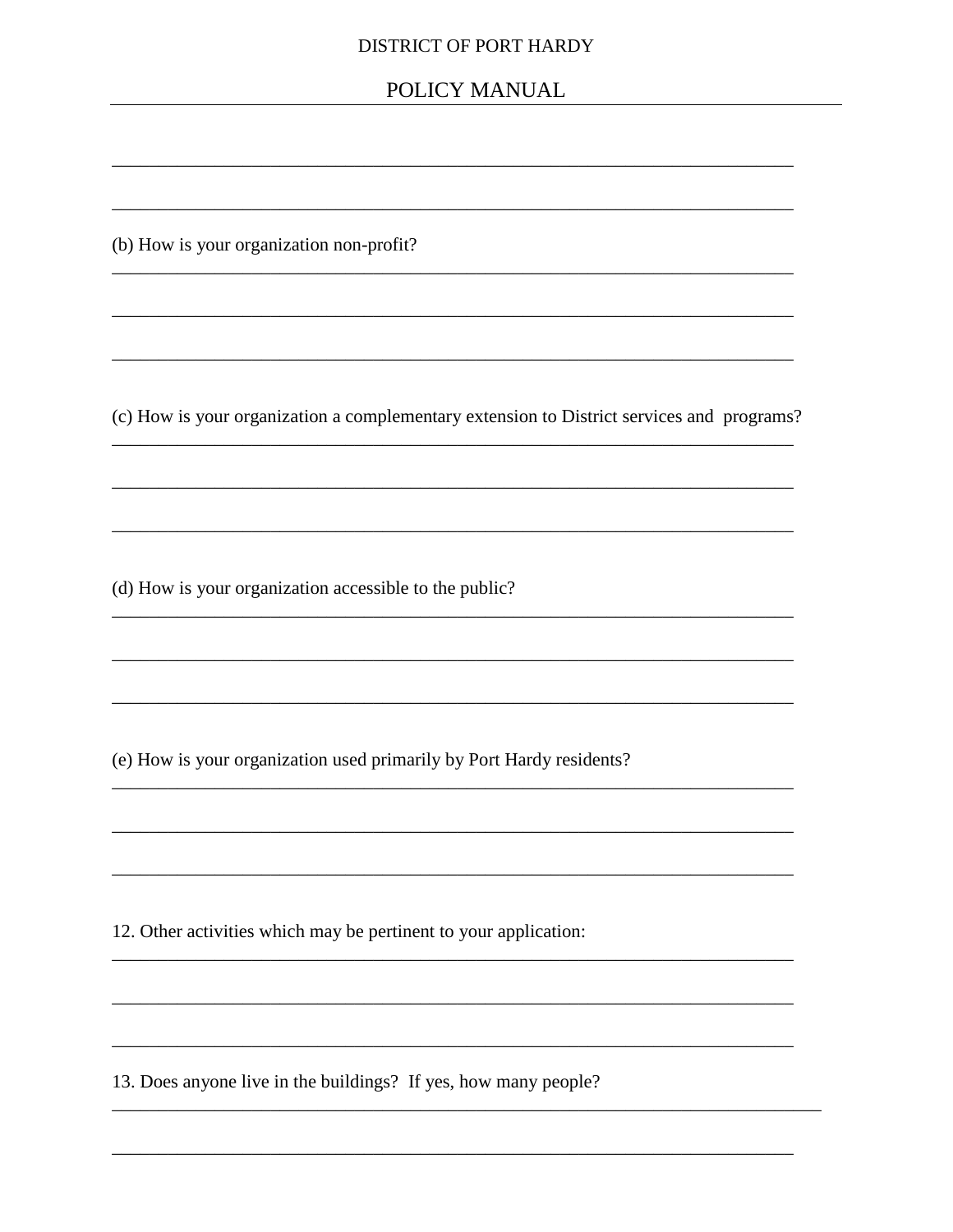\_\_\_\_\_\_\_\_\_\_\_\_\_\_\_\_\_\_\_\_\_\_\_\_\_\_\_\_\_\_\_\_\_\_\_\_\_\_\_\_\_\_\_\_\_\_\_\_\_\_\_\_\_\_\_\_\_\_\_\_\_\_\_\_\_\_\_\_\_\_\_\_

\_\_\_\_\_\_\_\_\_\_\_\_\_\_\_\_\_\_\_\_\_\_\_\_\_\_\_\_\_\_\_\_\_\_\_\_\_\_\_\_\_\_\_\_\_\_\_\_\_\_\_\_\_\_\_\_\_\_\_\_\_\_\_\_\_\_\_\_\_\_\_\_

(b) How is your organization non-profit?

\_\_\_\_\_\_\_\_\_\_\_\_\_\_\_\_\_\_\_\_\_\_\_\_\_\_\_\_\_\_\_\_\_\_\_\_\_\_\_\_\_\_\_\_\_\_\_\_\_\_\_\_\_\_\_\_\_\_\_\_\_\_\_\_\_\_\_\_\_\_\_\_

\_\_\_\_\_\_\_\_\_\_\_\_\_\_\_\_\_\_\_\_\_\_\_\_\_\_\_\_\_\_\_\_\_\_\_\_\_\_\_\_\_\_\_\_\_\_\_\_\_\_\_\_\_\_\_\_\_\_\_\_\_\_\_\_\_\_\_\_\_\_\_\_

\_\_\_\_\_\_\_\_\_\_\_\_\_\_\_\_\_\_\_\_\_\_\_\_\_\_\_\_\_\_\_\_\_\_\_\_\_\_\_\_\_\_\_\_\_\_\_\_\_\_\_\_\_\_\_\_\_\_\_\_\_\_\_\_\_\_\_\_\_\_\_\_

(c) How is your organization a complementary extension to District services and programs?

\_\_\_\_\_\_\_\_\_\_\_\_\_\_\_\_\_\_\_\_\_\_\_\_\_\_\_\_\_\_\_\_\_\_\_\_\_\_\_\_\_\_\_\_\_\_\_\_\_\_\_\_\_\_\_\_\_\_\_\_\_\_\_\_\_\_\_\_\_\_\_\_

\_\_\_\_\_\_\_\_\_\_\_\_\_\_\_\_\_\_\_\_\_\_\_\_\_\_\_\_\_\_\_\_\_\_\_\_\_\_\_\_\_\_\_\_\_\_\_\_\_\_\_\_\_\_\_\_\_\_\_\_\_\_\_\_\_\_\_\_\_\_\_\_

\_\_\_\_\_\_\_\_\_\_\_\_\_\_\_\_\_\_\_\_\_\_\_\_\_\_\_\_\_\_\_\_\_\_\_\_\_\_\_\_\_\_\_\_\_\_\_\_\_\_\_\_\_\_\_\_\_\_\_\_\_\_\_\_\_\_\_\_\_\_\_\_

(d) How is your organization accessible to the public?

\_\_\_\_\_\_\_\_\_\_\_\_\_\_\_\_\_\_\_\_\_\_\_\_\_\_\_\_\_\_\_\_\_\_\_\_\_\_\_\_\_\_\_\_\_\_\_\_\_\_\_\_\_\_\_\_\_\_\_\_\_\_\_\_\_\_\_\_\_\_\_\_

\_\_\_\_\_\_\_\_\_\_\_\_\_\_\_\_\_\_\_\_\_\_\_\_\_\_\_\_\_\_\_\_\_\_\_\_\_\_\_\_\_\_\_\_\_\_\_\_\_\_\_\_\_\_\_\_\_\_\_\_\_\_\_\_\_\_\_\_\_\_\_\_

\_\_\_\_\_\_\_\_\_\_\_\_\_\_\_\_\_\_\_\_\_\_\_\_\_\_\_\_\_\_\_\_\_\_\_\_\_\_\_\_\_\_\_\_\_\_\_\_\_\_\_\_\_\_\_\_\_\_\_\_\_\_\_\_\_\_\_\_\_\_\_\_

(e) How is your organization used primarily by Port Hardy residents?

\_\_\_\_\_\_\_\_\_\_\_\_\_\_\_\_\_\_\_\_\_\_\_\_\_\_\_\_\_\_\_\_\_\_\_\_\_\_\_\_\_\_\_\_\_\_\_\_\_\_\_\_\_\_\_\_\_\_\_\_\_\_\_\_\_\_\_\_\_\_\_\_

\_\_\_\_\_\_\_\_\_\_\_\_\_\_\_\_\_\_\_\_\_\_\_\_\_\_\_\_\_\_\_\_\_\_\_\_\_\_\_\_\_\_\_\_\_\_\_\_\_\_\_\_\_\_\_\_\_\_\_\_\_\_\_\_\_\_\_\_\_\_\_\_

\_\_\_\_\_\_\_\_\_\_\_\_\_\_\_\_\_\_\_\_\_\_\_\_\_\_\_\_\_\_\_\_\_\_\_\_\_\_\_\_\_\_\_\_\_\_\_\_\_\_\_\_\_\_\_\_\_\_\_\_\_\_\_\_\_\_\_\_\_\_\_\_

12. Other activities which may be pertinent to your application:

\_\_\_\_\_\_\_\_\_\_\_\_\_\_\_\_\_\_\_\_\_\_\_\_\_\_\_\_\_\_\_\_\_\_\_\_\_\_\_\_\_\_\_\_\_\_\_\_\_\_\_\_\_\_\_\_\_\_\_\_\_\_\_\_\_\_\_\_\_\_\_\_

\_\_\_\_\_\_\_\_\_\_\_\_\_\_\_\_\_\_\_\_\_\_\_\_\_\_\_\_\_\_\_\_\_\_\_\_\_\_\_\_\_\_\_\_\_\_\_\_\_\_\_\_\_\_\_\_\_\_\_\_\_\_\_\_\_\_\_\_\_\_\_\_

\_\_\_\_\_\_\_\_\_\_\_\_\_\_\_\_\_\_\_\_\_\_\_\_\_\_\_\_\_\_\_\_\_\_\_\_\_\_\_\_\_\_\_\_\_\_\_\_\_\_\_\_\_\_\_\_\_\_\_\_\_\_\_\_\_\_\_\_\_\_\_\_

13. Does anyone live in the buildings? If yes, how many people?

\_\_\_\_\_\_\_\_\_\_\_\_\_\_\_\_\_\_\_\_\_\_\_\_\_\_\_\_\_\_\_\_\_\_\_\_\_\_\_\_\_\_\_\_\_\_\_\_\_\_\_\_\_\_\_\_\_\_\_\_\_\_\_\_\_\_\_\_\_\_\_\_

\_\_\_\_\_\_\_\_\_\_\_\_\_\_\_\_\_\_\_\_\_\_\_\_\_\_\_\_\_\_\_\_\_\_\_\_\_\_\_\_\_\_\_\_\_\_\_\_\_\_\_\_\_\_\_\_\_\_\_\_\_\_\_\_\_\_\_\_\_\_\_\_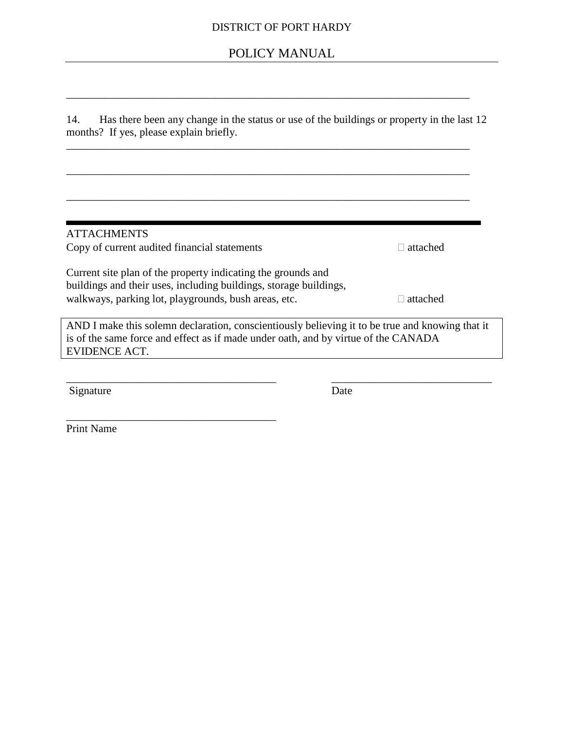______________________________________________________________________________

14. Has there been any change in the status or use of the buildings or property in the last 12 months? If yes, please explain briefly.

______________________________________________________________________________

______________________________________________________________________________

______________________________________________________________________________

---

ATTACHMENTS

Copy of current audited financial statements ☐ attached

Current site plan of the property indicating the grounds and buildings and their uses, including buildings, storage buildings, walkways, parking lot, playgrounds, bush areas, etc. ☐ attached

AND I make this solemn declaration, conscientiously believing it to be true and knowing that it is of the same force and effect as if made under oath, and by virtue of the CANADA EVIDENCE ACT.

_______________________________________ _______________________________

Signature Date

_______________________________________

Print Name